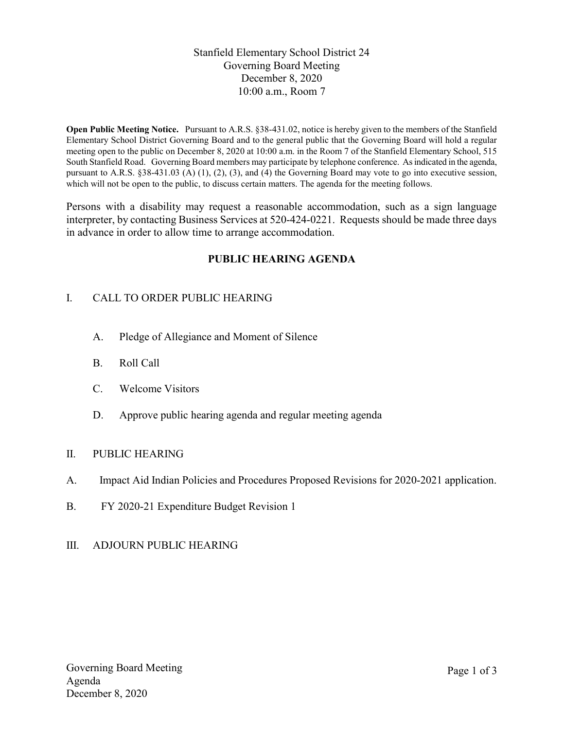Stanfield Elementary School District 24
Governing Board Meeting
December 8, 2020
10:00 a.m., Room 7

**Open Public Meeting Notice.** Pursuant to A.R.S. §38-431.02, notice is hereby given to the members of the Stanfield Elementary School District Governing Board and to the general public that the Governing Board will hold a regular meeting open to the public on December 8, 2020 at 10:00 a.m. in the Room 7 of the Stanfield Elementary School, 515 South Stanfield Road. Governing Board members may participate by telephone conference. As indicated in the agenda, pursuant to A.R.S. §38-431.03 (A) (1), (2), (3), and (4) the Governing Board may vote to go into executive session, which will not be open to the public, to discuss certain matters. The agenda for the meeting follows.

Persons with a disability may request a reasonable accommodation, such as a sign language interpreter, by contacting Business Services at 520-424-0221. Requests should be made three days in advance in order to allow time to arrange accommodation.

## PUBLIC HEARING AGENDA

I. CALL TO ORDER PUBLIC HEARING

- A. Pledge of Allegiance and Moment of Silence
- B. Roll Call
- C. Welcome Visitors
- D. Approve public hearing agenda and regular meeting agenda

II. PUBLIC HEARING

A. Impact Aid Indian Policies and Procedures Proposed Revisions for 2020-2021 application.

B. FY 2020-21 Expenditure Budget Revision 1

III. ADJOURN PUBLIC HEARING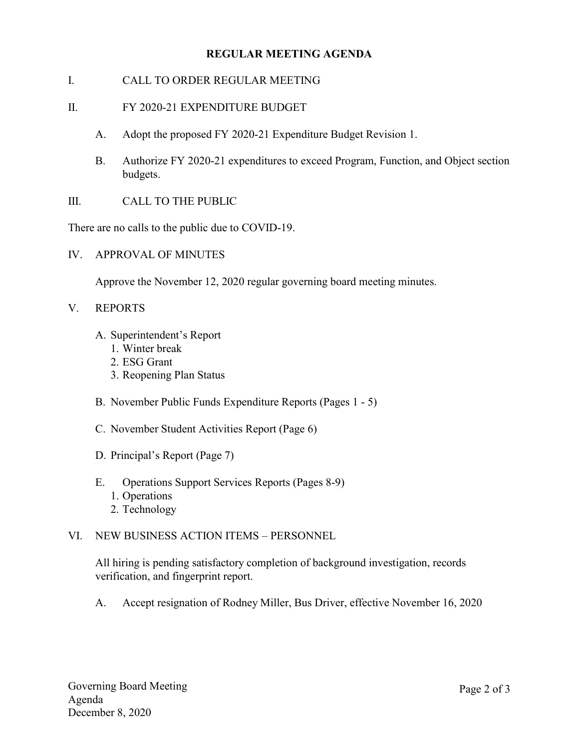# REGULAR MEETING AGENDA

I. CALL TO ORDER REGULAR MEETING

II. FY 2020-21 EXPENDITURE BUDGET

   A. Adopt the proposed FY 2020-21 Expenditure Budget Revision 1.

   B. Authorize FY 2020-21 expenditures to exceed Program, Function, and Object section budgets.

III. CALL TO THE PUBLIC

There are no calls to the public due to COVID-19.

IV. APPROVAL OF MINUTES

   Approve the November 12, 2020 regular governing board meeting minutes.

V. REPORTS

   A. Superintendent's Report
      1. Winter break
      2. ESG Grant
      3. Reopening Plan Status

   B. November Public Funds Expenditure Reports (Pages 1 - 5)

   C. November Student Activities Report (Page 6)

   D. Principal's Report (Page 7)

   E. Operations Support Services Reports (Pages 8-9)
      1. Operations
      2. Technology

VI. NEW BUSINESS ACTION ITEMS – PERSONNEL

   All hiring is pending satisfactory completion of background investigation, records verification, and fingerprint report.

   A. Accept resignation of Rodney Miller, Bus Driver, effective November 16, 2020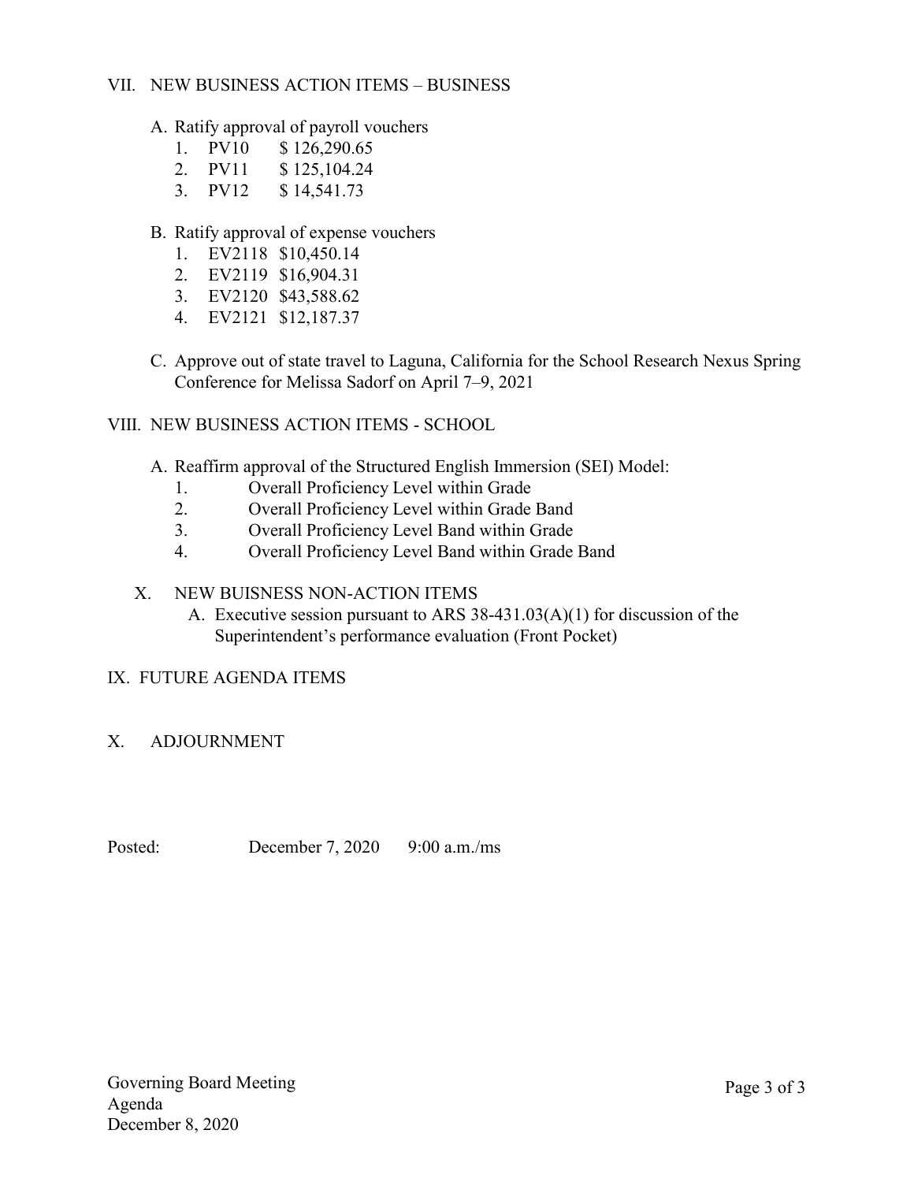VII. NEW BUSINESS ACTION ITEMS – BUSINESS

A. Ratify approval of payroll vouchers
   1. PV10 $ 126,290.65
   2. PV11 $ 125,104.24
   3. PV12 $ 14,541.73

B. Ratify approval of expense vouchers
   1. EV2118 $10,450.14
   2. EV2119 $16,904.31
   3. EV2120 $43,588.62
   4. EV2121 $12,187.37

C. Approve out of state travel to Laguna, California for the School Research Nexus Spring Conference for Melissa Sadorf on April 7–9, 2021

VIII. NEW BUSINESS ACTION ITEMS - SCHOOL

A. Reaffirm approval of the Structured English Immersion (SEI) Model:
   1. Overall Proficiency Level within Grade
   2. Overall Proficiency Level within Grade Band
   3. Overall Proficiency Level Band within Grade
   4. Overall Proficiency Level Band within Grade Band

X. NEW BUISNESS NON-ACTION ITEMS
   A. Executive session pursuant to ARS 38-431.03(A)(1) for discussion of the Superintendent's performance evaluation (Front Pocket)

IX. FUTURE AGENDA ITEMS

X. ADJOURNMENT

Posted: December 7, 2020 9:00 a.m./ms

Governing Board Meeting
Agenda
December 8, 2020